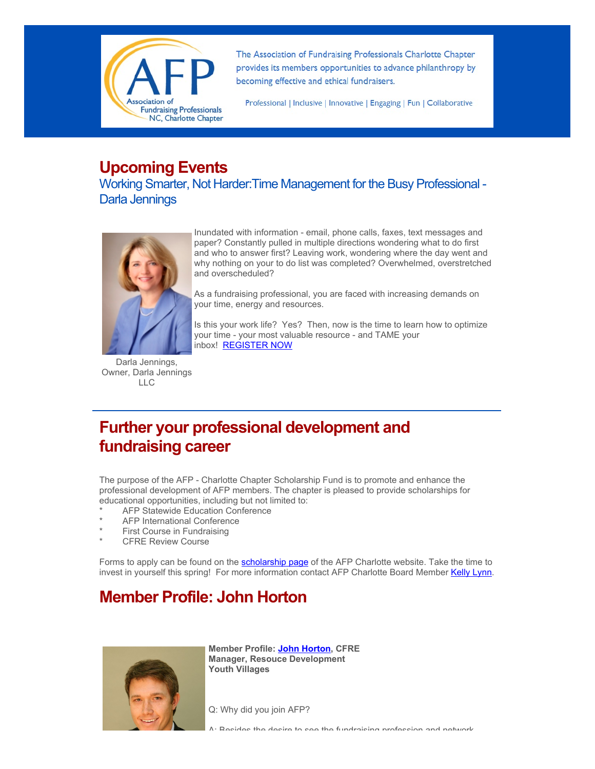The Association of Fundraising Professionals Charlotte Chapter provides its members opportunities to advance philanthropy by becoming effective and ethical fundraisers.

Professional | Inclusive | Innovative | Engaging | Fun | Collaborative

# Upcoming Events

## Working Smarter, Not Harder:Time Management for the Busy Professional - Darla Jennings

Inundated with information - email, phone calls, faxes, text messages and paper? Constantly pulled in multiple directions wondering what to do first and who to answer first? Leaving work, wondering where the day went and why nothing on your to do list was completed? Overwhelmed, overstretched and overscheduled?

As a fundraising professional, you are faced with increasing demands on your time, energy and resources.

Is this your work life? Yes? Then, now is the time to learn how to optimize your time - your most valuable resource - and TAME your inbox! REGISTER NOW

Darla Jennings, Owner, Darla Jennings LLC

# Further your professional development and fundraising career

The purpose of the AFP - Charlotte Chapter Scholarship Fund is to promote and enhance the professional development of AFP members. The chapter is pleased to provide scholarships for educational opportunities, including but not limited to:

* AFP Statewide Education Conference
* AFP International Conference
* First Course in Fundraising
* CFRE Review Course

Forms to apply can be found on the scholarship page of the AFP Charlotte website. Take the time to invest in yourself this spring! For more information contact AFP Charlotte Board Member Kelly Lynn.

# Member Profile: John Horton

**Member Profile: John Horton, CFRE**
**Manager, Resouce Development**
**Youth Villages**

Q: Why did you join AFP?

A: Besides the desire to see the fundraising profession and network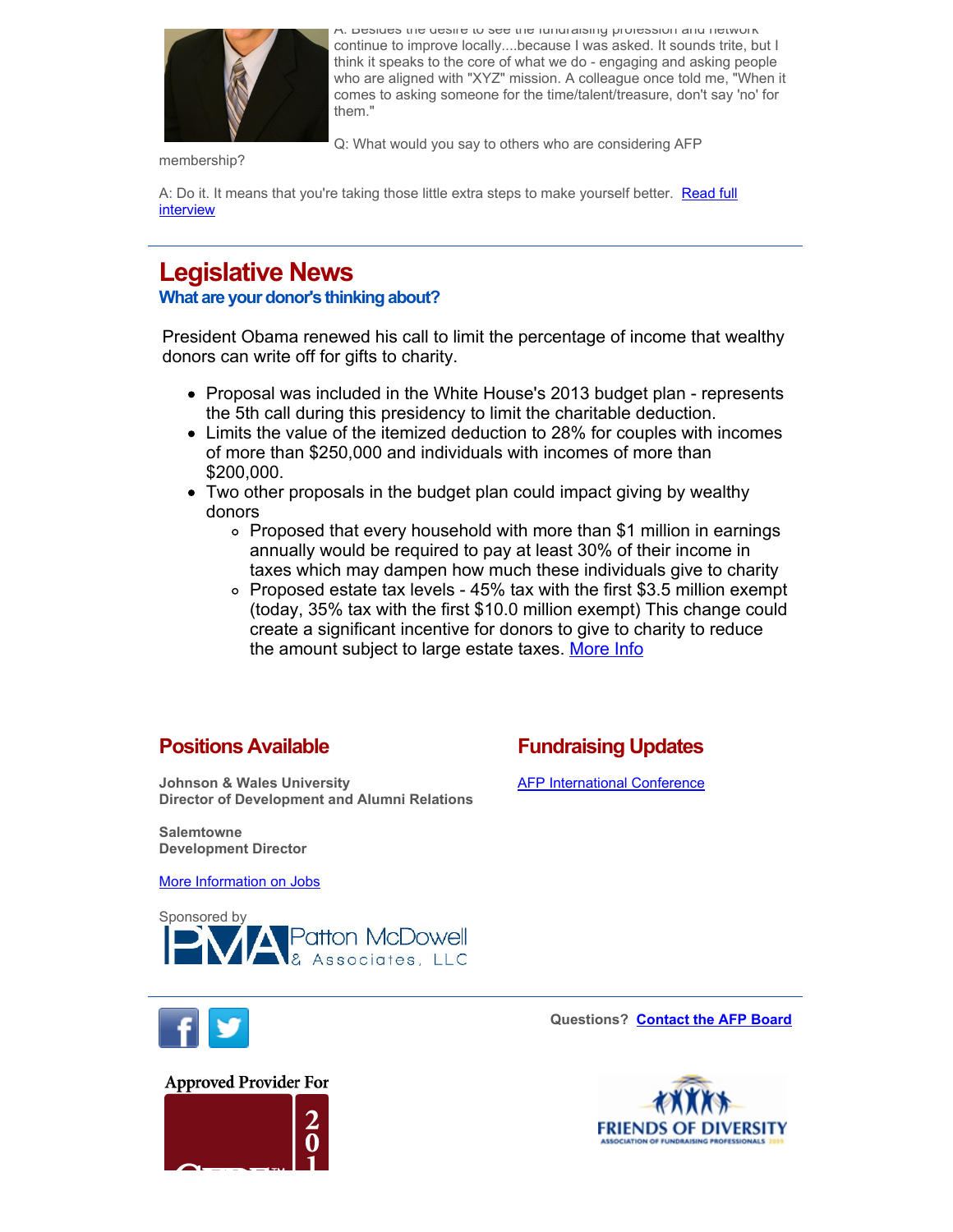A: Besides the desire to see the fundraising profession and network continue to improve locally....because I was asked. It sounds trite, but I think it speaks to the core of what we do - engaging and asking people who are aligned with "XYZ" mission. A colleague once told me, "When it comes to asking someone for the time/talent/treasure, don't say 'no' for them."

Q: What would you say to others who are considering AFP membership?

A: Do it. It means that you're taking those little extra steps to make yourself better. Read full interview

---

## Legislative News

### What are your donor's thinking about?

President Obama renewed his call to limit the percentage of income that wealthy donors can write off for gifts to charity.

- Proposal was included in the White House's 2013 budget plan - represents the 5th call during this presidency to limit the charitable deduction.
- Limits the value of the itemized deduction to 28% for couples with incomes of more than $250,000 and individuals with incomes of more than $200,000.
- Two other proposals in the budget plan could impact giving by wealthy donors
  - Proposed that every household with more than $1 million in earnings annually would be required to pay at least 30% of their income in taxes which may dampen how much these individuals give to charity
  - Proposed estate tax levels - 45% tax with the first $3.5 million exempt (today, 35% tax with the first $10.0 million exempt) This change could create a significant incentive for donors to give to charity to reduce the amount subject to large estate taxes. More Info

## Positions Available

**Johnson & Wales University**
**Director of Development and Alumni Relations**

**Salemtowne**
**Development Director**

More Information on Jobs

Sponsored by

PMA Patton McDowell & Associates, LLC

## Fundraising Updates

AFP International Conference

---

Questions? **Contact the AFP Board**

Approved Provider For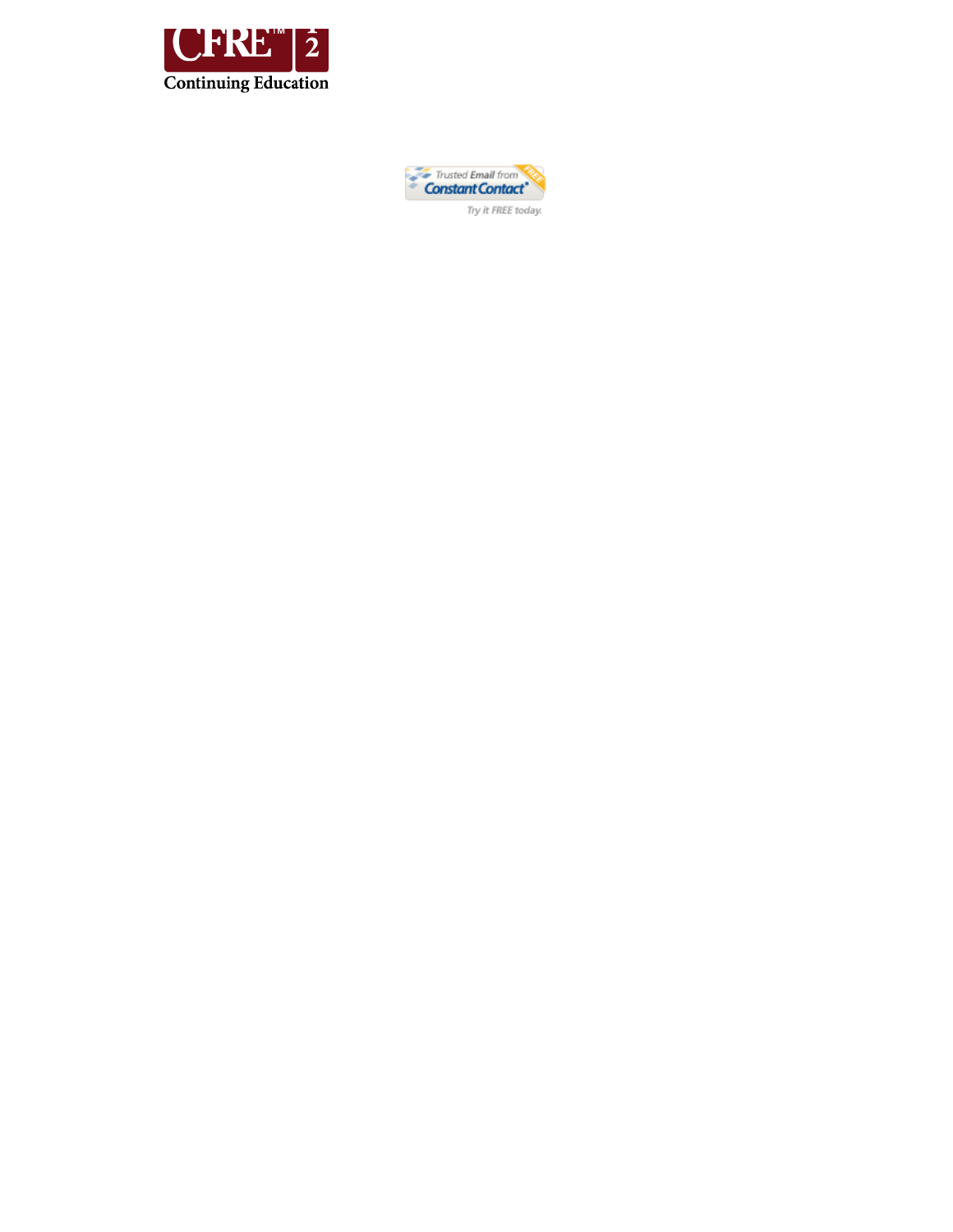CFRE™ 1/2 Continuing Education

Trusted Email from Constant Contact®

Try it FREE today.